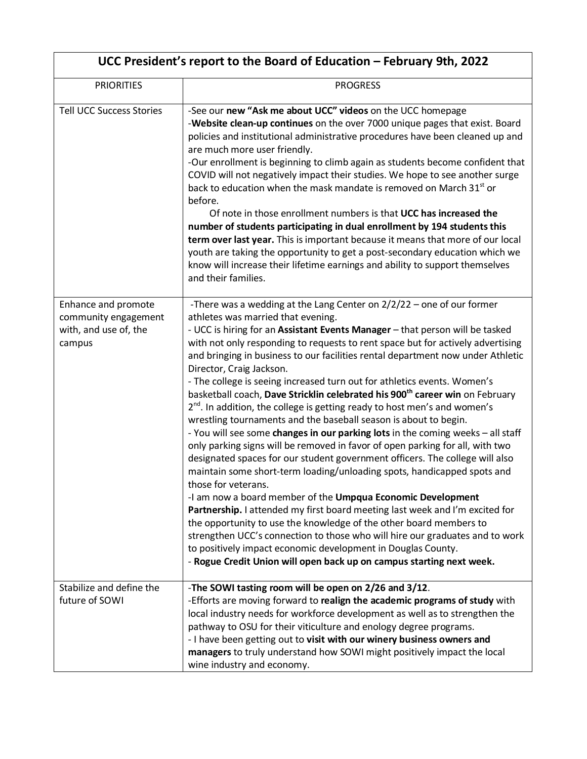| UCC President's report to the Board of Education – February 9th, 2022 | |
|---|---|
| PRIORITIES | PROGRESS |
| Tell UCC Success Stories | -See our **new "Ask me about UCC" videos** on the UCC homepage<br>-**Website clean-up continues** on the over 7000 unique pages that exist. Board policies and institutional administrative procedures have been cleaned up and are much more user friendly.<br>-Our enrollment is beginning to climb again as students become confident that COVID will not negatively impact their studies. We hope to see another surge back to education when the mask mandate is removed on March 31st or before.<br>Of note in those enrollment numbers is that **UCC has increased the number of students participating in dual enrollment by 194 students this term over last year.** This is important because it means that more of our local youth are taking the opportunity to get a post-secondary education which we know will increase their lifetime earnings and ability to support themselves and their families. |
| Enhance and promote community engagement with, and use of, the campus | -There was a wedding at the Lang Center on 2/2/22 – one of our former athletes was married that evening.<br>- UCC is hiring for an **Assistant Events Manager** – that person will be tasked with not only responding to requests to rent space but for actively advertising and bringing in business to our facilities rental department now under Athletic Director, Craig Jackson.<br>- The college is seeing increased turn out for athletics events. Women's basketball coach, **Dave Stricklin celebrated his 900th career win** on February 2nd. In addition, the college is getting ready to host men's and women's wrestling tournaments and the baseball season is about to begin.<br>- You will see some **changes in our parking lots** in the coming weeks – all staff only parking signs will be removed in favor of open parking for all, with two designated spaces for our student government officers. The college will also maintain some short-term loading/unloading spots, handicapped spots and those for veterans.<br>-I am now a board member of the **Umpqua Economic Development Partnership.** I attended my first board meeting last week and I'm excited for the opportunity to use the knowledge of the other board members to strengthen UCC's connection to those who will hire our graduates and to work to positively impact economic development in Douglas County.<br>- **Rogue Credit Union will open back up on campus starting next week.** |
| Stabilize and define the future of SOWI | -**The SOWI tasting room will be open on 2/26 and 3/12**.<br>-Efforts are moving forward to **realign the academic programs of study** with local industry needs for workforce development as well as to strengthen the pathway to OSU for their viticulture and enology degree programs.<br>- I have been getting out to **visit with our winery business owners and managers** to truly understand how SOWI might positively impact the local wine industry and economy. |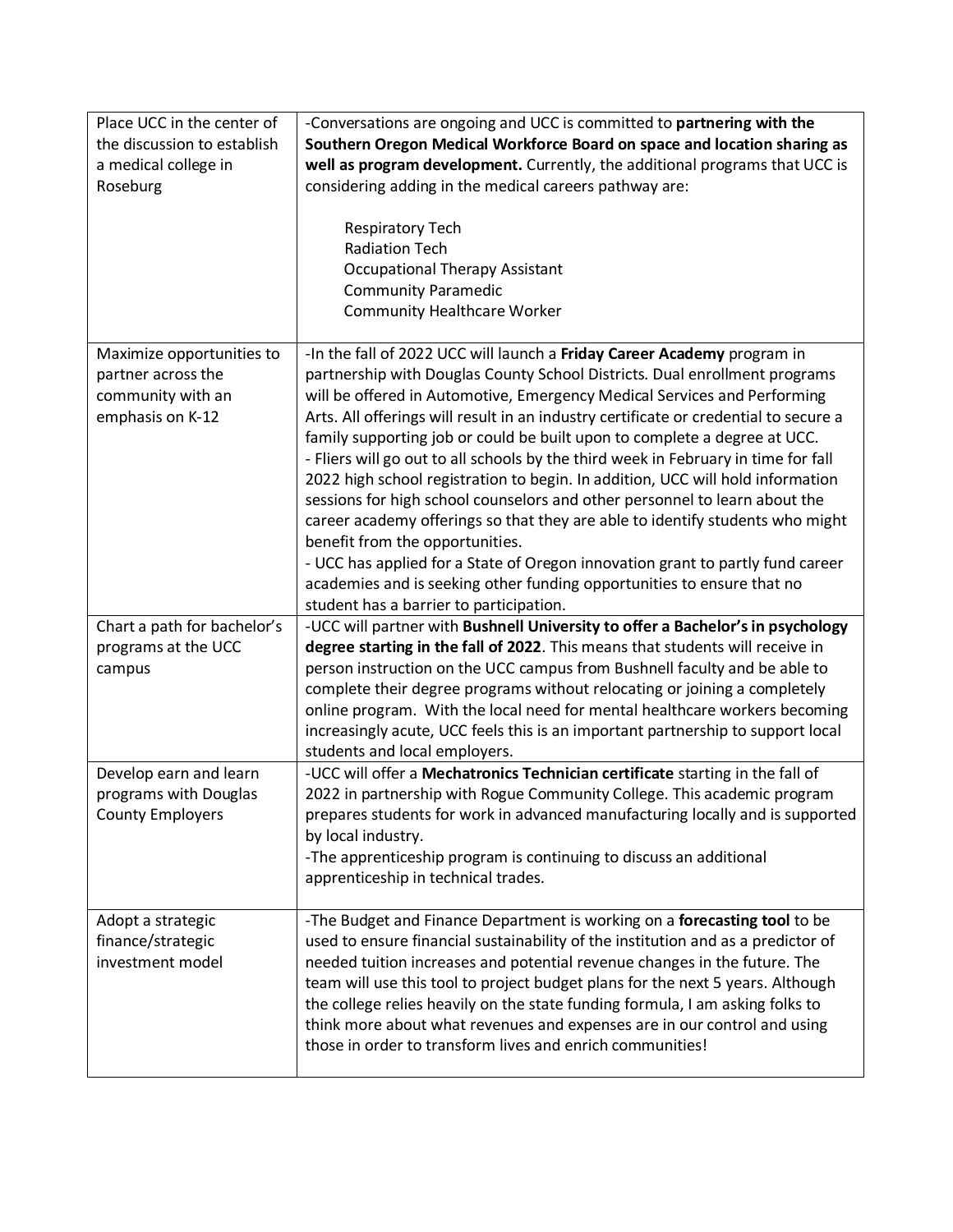| | |
|---|---|
| Place UCC in the center of the discussion to establish a medical college in Roseburg | -Conversations are ongoing and UCC is committed to **partnering with the Southern Oregon Medical Workforce Board on space and location sharing as well as program development.** Currently, the additional programs that UCC is considering adding in the medical careers pathway are:<br><br>Respiratory Tech<br>Radiation Tech<br>Occupational Therapy Assistant<br>Community Paramedic<br>Community Healthcare Worker |
| Maximize opportunities to partner across the community with an emphasis on K-12 | -In the fall of 2022 UCC will launch a **Friday Career Academy** program in partnership with Douglas County School Districts. Dual enrollment programs will be offered in Automotive, Emergency Medical Services and Performing Arts. All offerings will result in an industry certificate or credential to secure a family supporting job or could be built upon to complete a degree at UCC.<br>- Fliers will go out to all schools by the third week in February in time for fall 2022 high school registration to begin. In addition, UCC will hold information sessions for high school counselors and other personnel to learn about the career academy offerings so that they are able to identify students who might benefit from the opportunities.<br>- UCC has applied for a State of Oregon innovation grant to partly fund career academies and is seeking other funding opportunities to ensure that no student has a barrier to participation. |
| Chart a path for bachelor's programs at the UCC campus | -UCC will partner with **Bushnell University to offer a Bachelor's in psychology degree starting in the fall of 2022**. This means that students will receive in person instruction on the UCC campus from Bushnell faculty and be able to complete their degree programs without relocating or joining a completely online program. With the local need for mental healthcare workers becoming increasingly acute, UCC feels this is an important partnership to support local students and local employers. |
| Develop earn and learn programs with Douglas County Employers | -UCC will offer a **Mechatronics Technician certificate** starting in the fall of 2022 in partnership with Rogue Community College. This academic program prepares students for work in advanced manufacturing locally and is supported by local industry.<br>-The apprenticeship program is continuing to discuss an additional apprenticeship in technical trades. |
| Adopt a strategic finance/strategic investment model | -The Budget and Finance Department is working on a **forecasting tool** to be used to ensure financial sustainability of the institution and as a predictor of needed tuition increases and potential revenue changes in the future. The team will use this tool to project budget plans for the next 5 years. Although the college relies heavily on the state funding formula, I am asking folks to think more about what revenues and expenses are in our control and using those in order to transform lives and enrich communities! |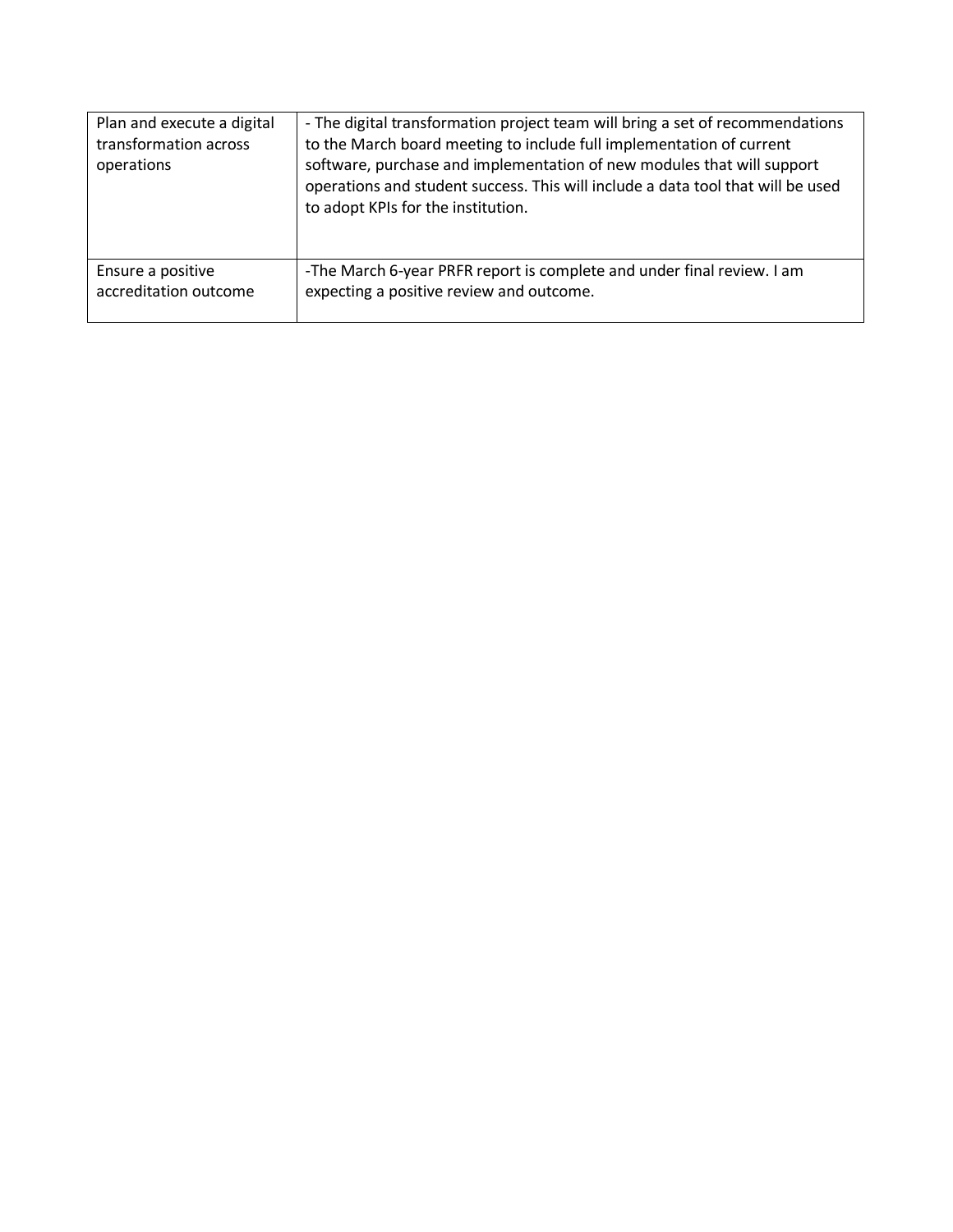| | |
|---|---|
| Plan and execute a digital transformation across operations | - The digital transformation project team will bring a set of recommendations to the March board meeting to include full implementation of current software, purchase and implementation of new modules that will support operations and student success. This will include a data tool that will be used to adopt KPIs for the institution. |
| Ensure a positive accreditation outcome | -The March 6-year PRFR report is complete and under final review. I am expecting a positive review and outcome. |